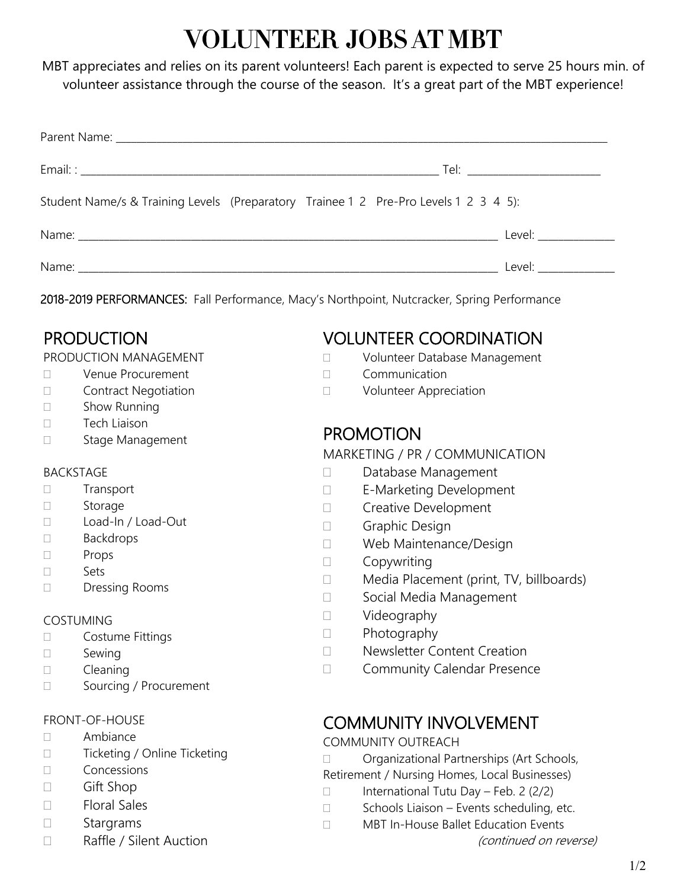# VOLUNTEER JOBS AT MBT

MBT appreciates and relies on its parent volunteers! Each parent is expected to serve 25 hours min. of volunteer assistance through the course of the season. It's a great part of the MBT experience!

Parent Name: ______________________________________________

Email: : ______________________________________ Tel: ________________

Student Name/s & Training Levels (Preparatory Trainee 1 2 Pre-Pro Levels 1 2 3 4 5):

Name: ______________________________________________ Level: __________

Name: ______________________________________________ Level: __________

**2018-2019 PERFORMANCES:** Fall Performance, Macy's Northpoint, Nutcracker, Spring Performance

## PRODUCTION

PRODUCTION MANAGEMENT

- ☐ Venue Procurement
- ☐ Contract Negotiation
- ☐ Show Running
- ☐ Tech Liaison
- ☐ Stage Management

BACKSTAGE

- ☐ Transport
- ☐ Storage
- ☐ Load-In / Load-Out
- ☐ Backdrops
- ☐ Props
- ☐ Sets
- ☐ Dressing Rooms

COSTUMING

- ☐ Costume Fittings
- ☐ Sewing
- ☐ Cleaning
- ☐ Sourcing / Procurement

FRONT-OF-HOUSE

- ☐ Ambiance
- ☐ Ticketing / Online Ticketing
- ☐ Concessions
- ☐ Gift Shop
- ☐ Floral Sales
- ☐ Stargrams
- ☐ Raffle / Silent Auction

## VOLUNTEER COORDINATION

- ☐ Volunteer Database Management
- ☐ Communication
- ☐ Volunteer Appreciation

## PROMOTION

MARKETING / PR / COMMUNICATION

- ☐ Database Management
- ☐ E-Marketing Development
- ☐ Creative Development
- ☐ Graphic Design
- ☐ Web Maintenance/Design
- ☐ Copywriting
- ☐ Media Placement (print, TV, billboards)
- ☐ Social Media Management
- ☐ Videography
- ☐ Photography
- ☐ Newsletter Content Creation
- ☐ Community Calendar Presence

## COMMUNITY INVOLVEMENT

COMMUNITY OUTREACH

- ☐ Organizational Partnerships (Art Schools, Retirement / Nursing Homes, Local Businesses)
- ☐ International Tutu Day – Feb. 2 (2/2)
- ☐ Schools Liaison – Events scheduling, etc.
- ☐ MBT In-House Ballet Education Events

*(continued on reverse)*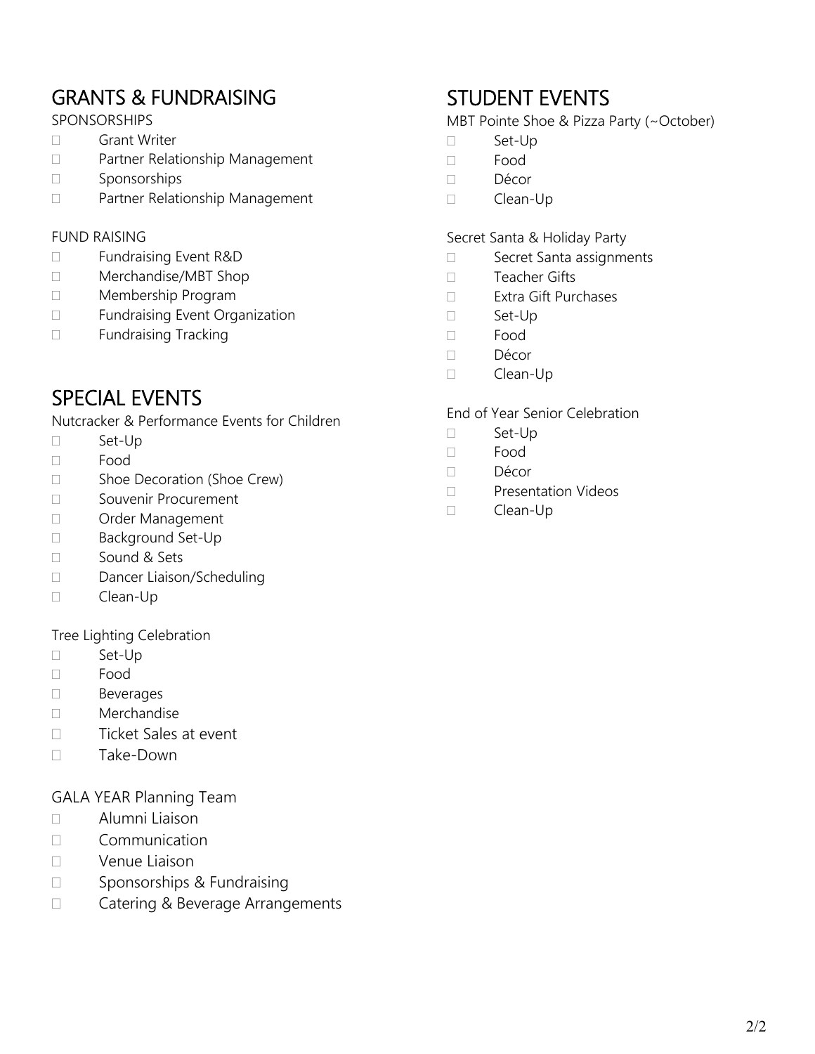## GRANTS & FUNDRAISING

SPONSORSHIPS

- ☐ Grant Writer
- ☐ Partner Relationship Management
- ☐ Sponsorships
- ☐ Partner Relationship Management

FUND RAISING

- ☐ Fundraising Event R&D
- ☐ Merchandise/MBT Shop
- ☐ Membership Program
- ☐ Fundraising Event Organization
- ☐ Fundraising Tracking

## SPECIAL EVENTS

Nutcracker & Performance Events for Children

- ☐ Set-Up
- ☐ Food
- ☐ Shoe Decoration (Shoe Crew)
- ☐ Souvenir Procurement
- ☐ Order Management
- ☐ Background Set-Up
- ☐ Sound & Sets
- ☐ Dancer Liaison/Scheduling
- ☐ Clean-Up

Tree Lighting Celebration

- ☐ Set-Up
- ☐ Food
- ☐ Beverages
- ☐ Merchandise
- ☐ Ticket Sales at event
- ☐ Take-Down

GALA YEAR Planning Team

- ☐ Alumni Liaison
- ☐ Communication
- ☐ Venue Liaison
- ☐ Sponsorships & Fundraising
- ☐ Catering & Beverage Arrangements

## STUDENT EVENTS

MBT Pointe Shoe & Pizza Party (~October)

- ☐ Set-Up
- ☐ Food
- ☐ Décor
- ☐ Clean-Up

Secret Santa & Holiday Party

- ☐ Secret Santa assignments
- ☐ Teacher Gifts
- ☐ Extra Gift Purchases
- ☐ Set-Up
- ☐ Food
- ☐ Décor
- ☐ Clean-Up

End of Year Senior Celebration

- ☐ Set-Up
- ☐ Food
- ☐ Décor
- ☐ Presentation Videos
- ☐ Clean-Up